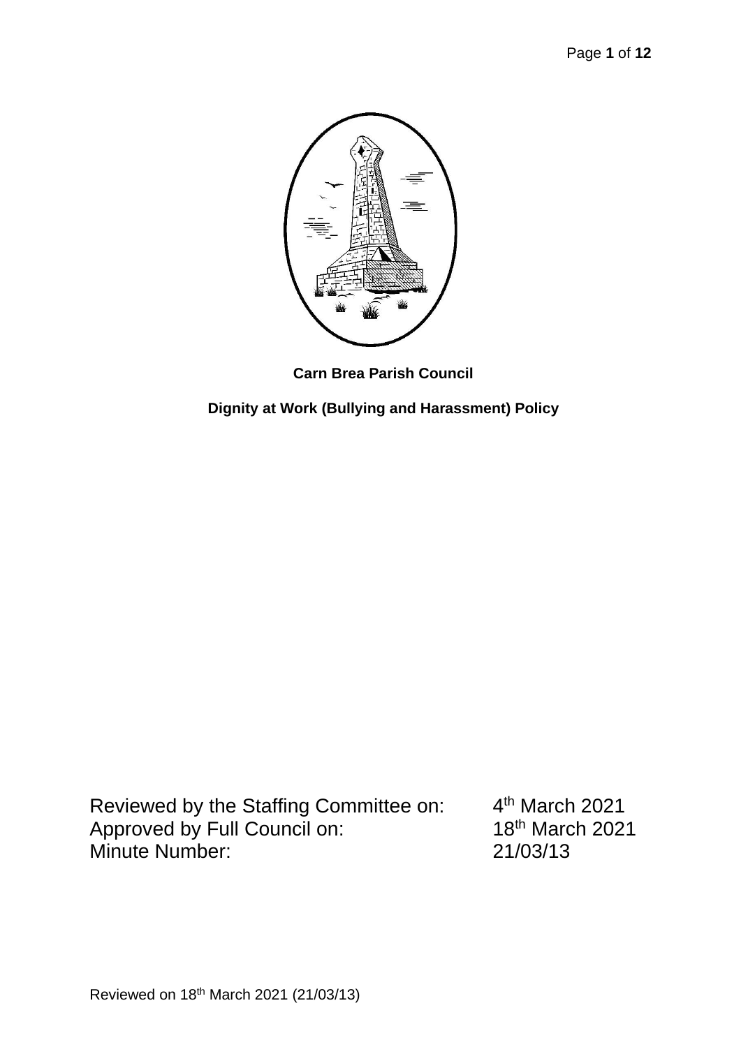**Carn Brea Parish Council**

**Dignity at Work (Bullying and Harassment) Policy**

| | |
|---|---|
| Reviewed by the Staffing Committee on: | 4th March 2021 |
| Approved by Full Council on: | 18th March 2021 |
| Minute Number: | 21/03/13 |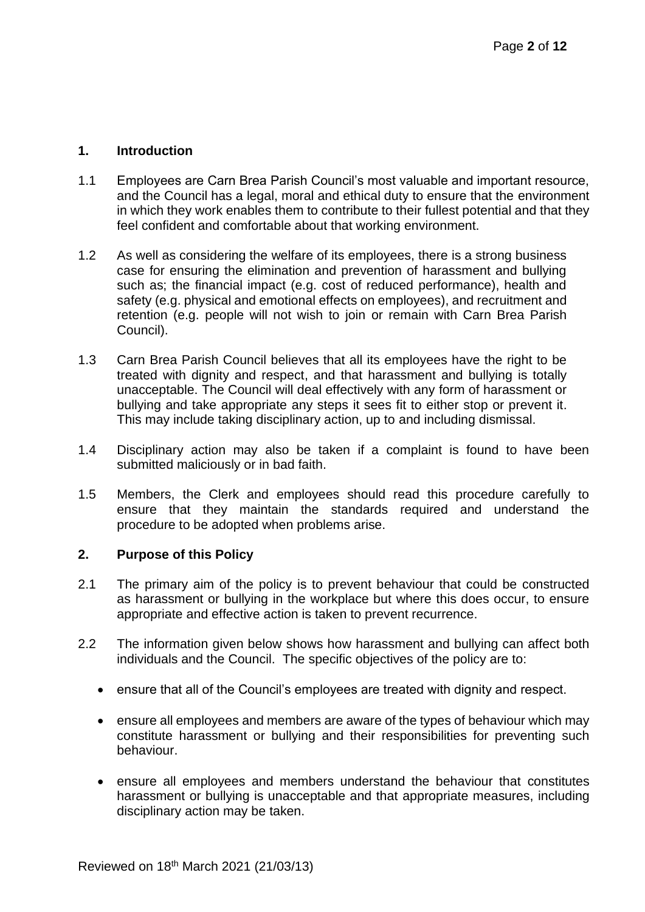## 1. Introduction

1.1 Employees are Carn Brea Parish Council's most valuable and important resource, and the Council has a legal, moral and ethical duty to ensure that the environment in which they work enables them to contribute to their fullest potential and that they feel confident and comfortable about that working environment.

1.2 As well as considering the welfare of its employees, there is a strong business case for ensuring the elimination and prevention of harassment and bullying such as; the financial impact (e.g. cost of reduced performance), health and safety (e.g. physical and emotional effects on employees), and recruitment and retention (e.g. people will not wish to join or remain with Carn Brea Parish Council).

1.3 Carn Brea Parish Council believes that all its employees have the right to be treated with dignity and respect, and that harassment and bullying is totally unacceptable. The Council will deal effectively with any form of harassment or bullying and take appropriate any steps it sees fit to either stop or prevent it. This may include taking disciplinary action, up to and including dismissal.

1.4 Disciplinary action may also be taken if a complaint is found to have been submitted maliciously or in bad faith.

1.5 Members, the Clerk and employees should read this procedure carefully to ensure that they maintain the standards required and understand the procedure to be adopted when problems arise.

## 2. Purpose of this Policy

2.1 The primary aim of the policy is to prevent behaviour that could be constructed as harassment or bullying in the workplace but where this does occur, to ensure appropriate and effective action is taken to prevent recurrence.

2.2 The information given below shows how harassment and bullying can affect both individuals and the Council. The specific objectives of the policy are to:

- ensure that all of the Council's employees are treated with dignity and respect.
- ensure all employees and members are aware of the types of behaviour which may constitute harassment or bullying and their responsibilities for preventing such behaviour.
- ensure all employees and members understand the behaviour that constitutes harassment or bullying is unacceptable and that appropriate measures, including disciplinary action may be taken.

Reviewed on 18th March 2021 (21/03/13)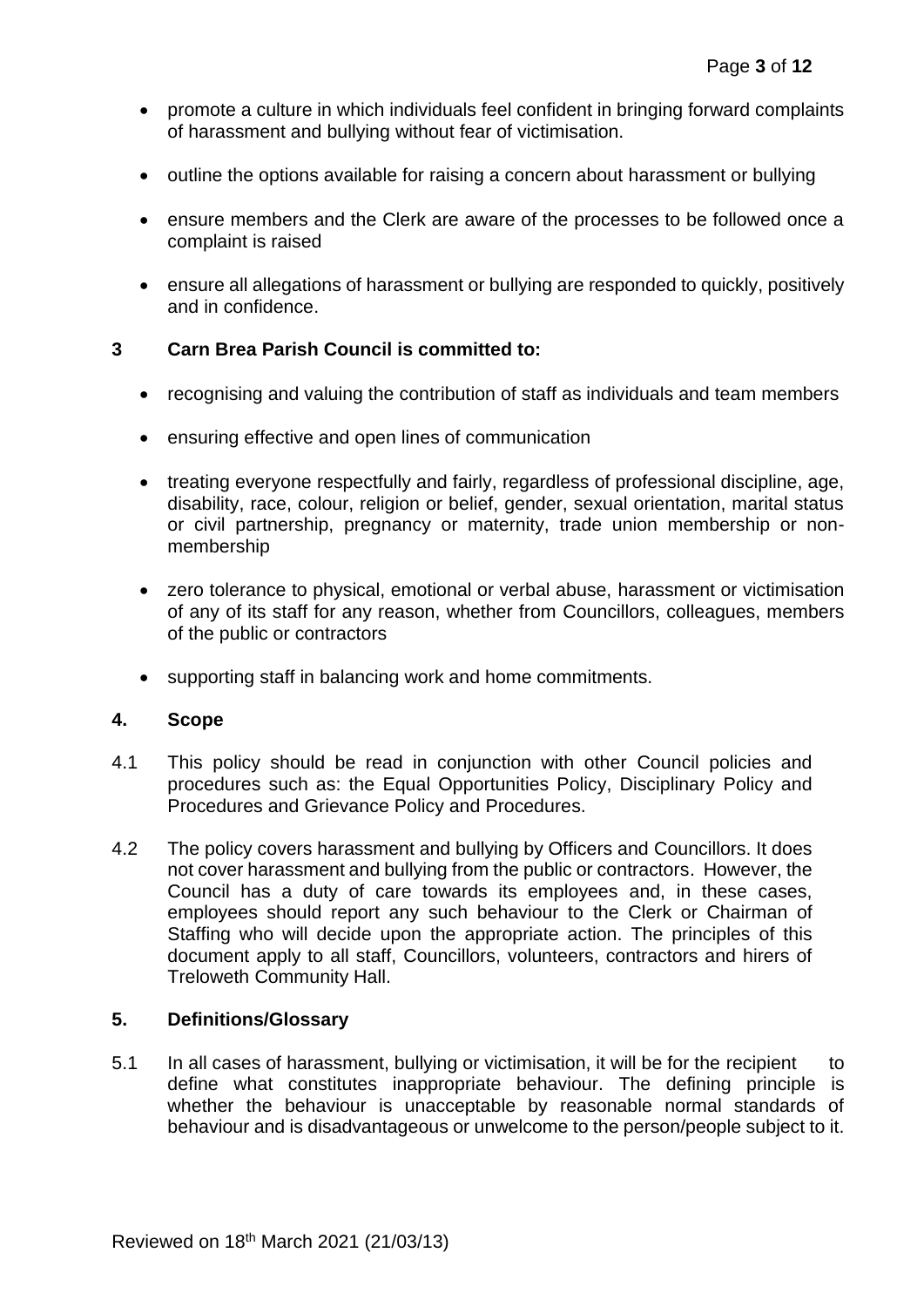- promote a culture in which individuals feel confident in bringing forward complaints of harassment and bullying without fear of victimisation.

- outline the options available for raising a concern about harassment or bullying

- ensure members and the Clerk are aware of the processes to be followed once a complaint is raised

- ensure all allegations of harassment or bullying are responded to quickly, positively and in confidence.

## 3 Carn Brea Parish Council is committed to:

- recognising and valuing the contribution of staff as individuals and team members

- ensuring effective and open lines of communication

- treating everyone respectfully and fairly, regardless of professional discipline, age, disability, race, colour, religion or belief, gender, sexual orientation, marital status or civil partnership, pregnancy or maternity, trade union membership or non-membership

- zero tolerance to physical, emotional or verbal abuse, harassment or victimisation of any of its staff for any reason, whether from Councillors, colleagues, members of the public or contractors

- supporting staff in balancing work and home commitments.

## 4. Scope

4.1 This policy should be read in conjunction with other Council policies and procedures such as: the Equal Opportunities Policy, Disciplinary Policy and Procedures and Grievance Policy and Procedures.

4.2 The policy covers harassment and bullying by Officers and Councillors. It does not cover harassment and bullying from the public or contractors. However, the Council has a duty of care towards its employees and, in these cases, employees should report any such behaviour to the Clerk or Chairman of Staffing who will decide upon the appropriate action. The principles of this document apply to all staff, Councillors, volunteers, contractors and hirers of Treloweth Community Hall.

## 5. Definitions/Glossary

5.1 In all cases of harassment, bullying or victimisation, it will be for the recipient to define what constitutes inappropriate behaviour. The defining principle is whether the behaviour is unacceptable by reasonable normal standards of behaviour and is disadvantageous or unwelcome to the person/people subject to it.

Reviewed on 18th March 2021 (21/03/13)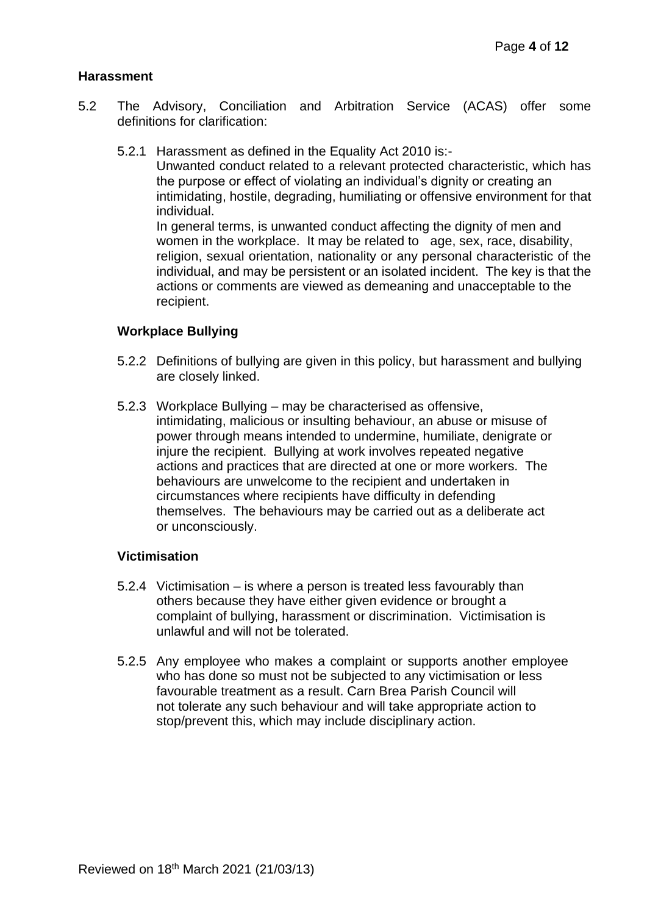**Harassment**

5.2 The Advisory, Conciliation and Arbitration Service (ACAS) offer some definitions for clarification:

5.2.1 Harassment as defined in the Equality Act 2010 is:-
Unwanted conduct related to a relevant protected characteristic, which has the purpose or effect of violating an individual's dignity or creating an intimidating, hostile, degrading, humiliating or offensive environment for that individual.
In general terms, is unwanted conduct affecting the dignity of men and women in the workplace. It may be related to age, sex, race, disability, religion, sexual orientation, nationality or any personal characteristic of the individual, and may be persistent or an isolated incident. The key is that the actions or comments are viewed as demeaning and unacceptable to the recipient.

**Workplace Bullying**

5.2.2 Definitions of bullying are given in this policy, but harassment and bullying are closely linked.

5.2.3 Workplace Bullying – may be characterised as offensive, intimidating, malicious or insulting behaviour, an abuse or misuse of power through means intended to undermine, humiliate, denigrate or injure the recipient. Bullying at work involves repeated negative actions and practices that are directed at one or more workers. The behaviours are unwelcome to the recipient and undertaken in circumstances where recipients have difficulty in defending themselves. The behaviours may be carried out as a deliberate act or unconsciously.

**Victimisation**

5.2.4 Victimisation – is where a person is treated less favourably than others because they have either given evidence or brought a complaint of bullying, harassment or discrimination. Victimisation is unlawful and will not be tolerated.

5.2.5 Any employee who makes a complaint or supports another employee who has done so must not be subjected to any victimisation or less favourable treatment as a result. Carn Brea Parish Council will not tolerate any such behaviour and will take appropriate action to stop/prevent this, which may include disciplinary action.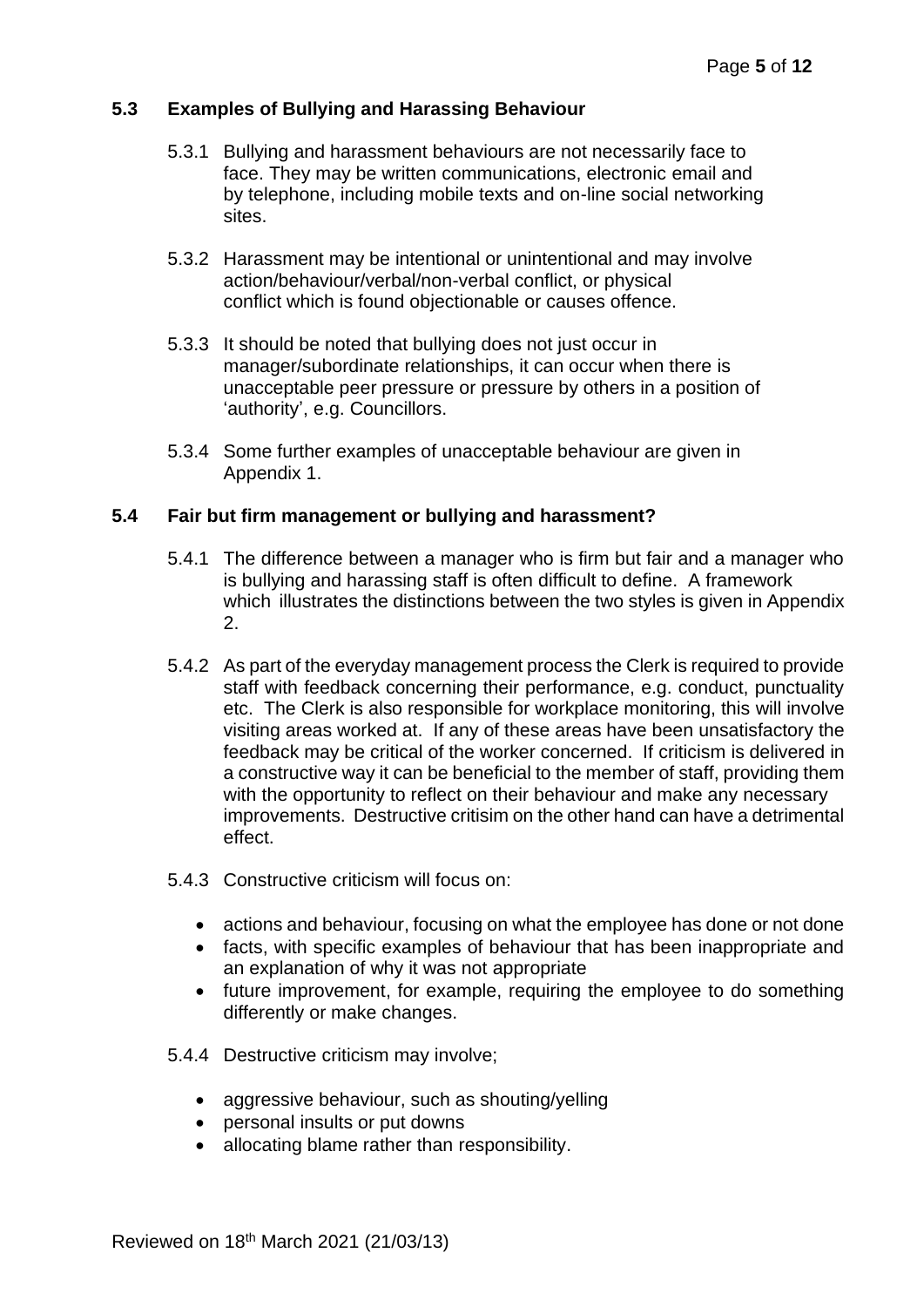### 5.3 Examples of Bullying and Harassing Behaviour

5.3.1 Bullying and harassment behaviours are not necessarily face to face. They may be written communications, electronic email and by telephone, including mobile texts and on-line social networking sites.

5.3.2 Harassment may be intentional or unintentional and may involve action/behaviour/verbal/non-verbal conflict, or physical conflict which is found objectionable or causes offence.

5.3.3 It should be noted that bullying does not just occur in manager/subordinate relationships, it can occur when there is unacceptable peer pressure or pressure by others in a position of 'authority', e.g. Councillors.

5.3.4 Some further examples of unacceptable behaviour are given in Appendix 1.

### 5.4 Fair but firm management or bullying and harassment?

5.4.1 The difference between a manager who is firm but fair and a manager who is bullying and harassing staff is often difficult to define. A framework which illustrates the distinctions between the two styles is given in Appendix 2.

5.4.2 As part of the everyday management process the Clerk is required to provide staff with feedback concerning their performance, e.g. conduct, punctuality etc. The Clerk is also responsible for workplace monitoring, this will involve visiting areas worked at. If any of these areas have been unsatisfactory the feedback may be critical of the worker concerned. If criticism is delivered in a constructive way it can be beneficial to the member of staff, providing them with the opportunity to reflect on their behaviour and make any necessary improvements. Destructive critisim on the other hand can have a detrimental effect.

5.4.3 Constructive criticism will focus on:

- actions and behaviour, focusing on what the employee has done or not done
- facts, with specific examples of behaviour that has been inappropriate and an explanation of why it was not appropriate
- future improvement, for example, requiring the employee to do something differently or make changes.

5.4.4 Destructive criticism may involve;

- aggressive behaviour, such as shouting/yelling
- personal insults or put downs
- allocating blame rather than responsibility.

Reviewed on 18th March 2021 (21/03/13)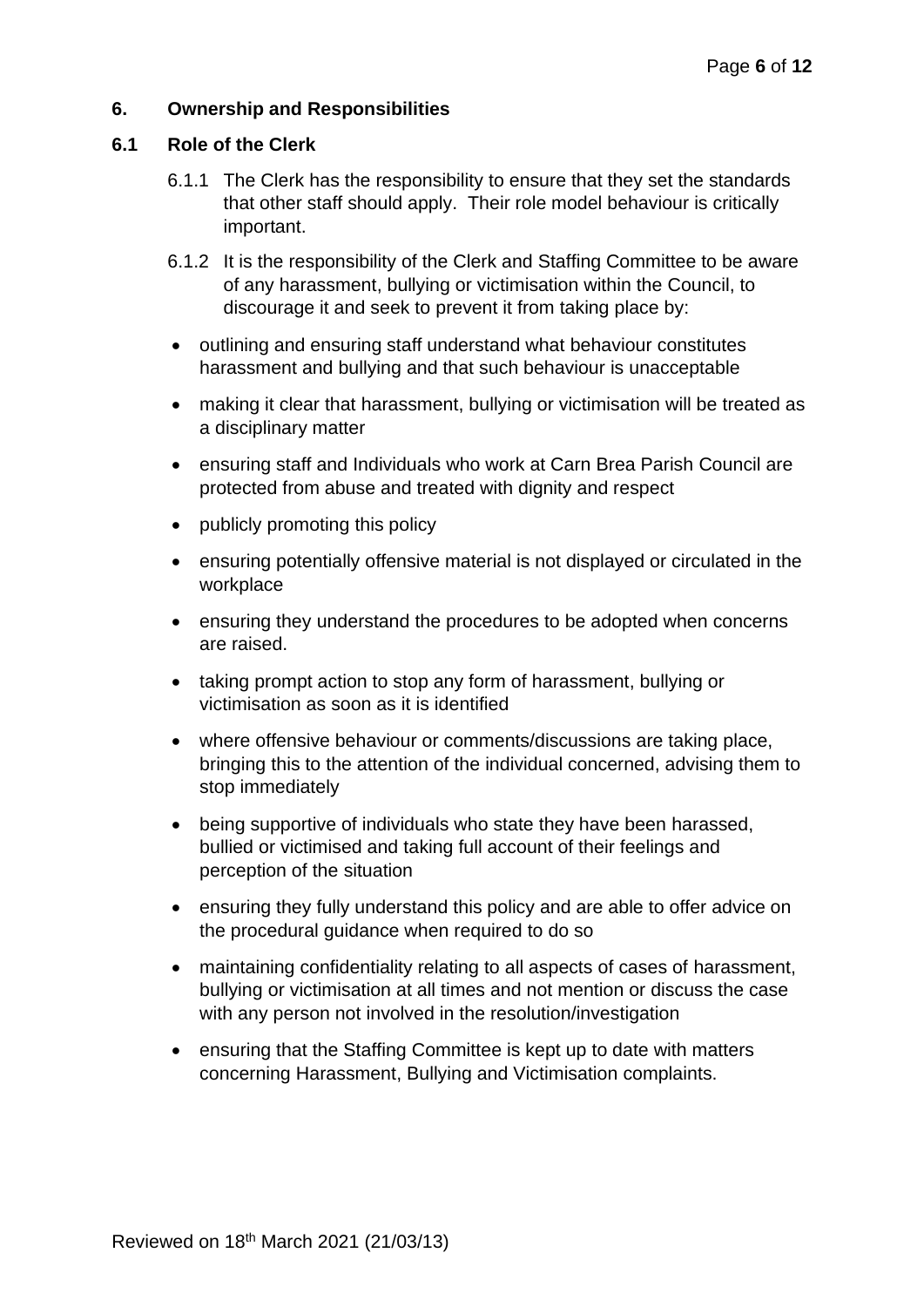## 6. Ownership and Responsibilities

### 6.1 Role of the Clerk

6.1.1 The Clerk has the responsibility to ensure that they set the standards that other staff should apply. Their role model behaviour is critically important.

6.1.2 It is the responsibility of the Clerk and Staffing Committee to be aware of any harassment, bullying or victimisation within the Council, to discourage it and seek to prevent it from taking place by:

- outlining and ensuring staff understand what behaviour constitutes harassment and bullying and that such behaviour is unacceptable
- making it clear that harassment, bullying or victimisation will be treated as a disciplinary matter
- ensuring staff and Individuals who work at Carn Brea Parish Council are protected from abuse and treated with dignity and respect
- publicly promoting this policy
- ensuring potentially offensive material is not displayed or circulated in the workplace
- ensuring they understand the procedures to be adopted when concerns are raised.
- taking prompt action to stop any form of harassment, bullying or victimisation as soon as it is identified
- where offensive behaviour or comments/discussions are taking place, bringing this to the attention of the individual concerned, advising them to stop immediately
- being supportive of individuals who state they have been harassed, bullied or victimised and taking full account of their feelings and perception of the situation
- ensuring they fully understand this policy and are able to offer advice on the procedural guidance when required to do so
- maintaining confidentiality relating to all aspects of cases of harassment, bullying or victimisation at all times and not mention or discuss the case with any person not involved in the resolution/investigation
- ensuring that the Staffing Committee is kept up to date with matters concerning Harassment, Bullying and Victimisation complaints.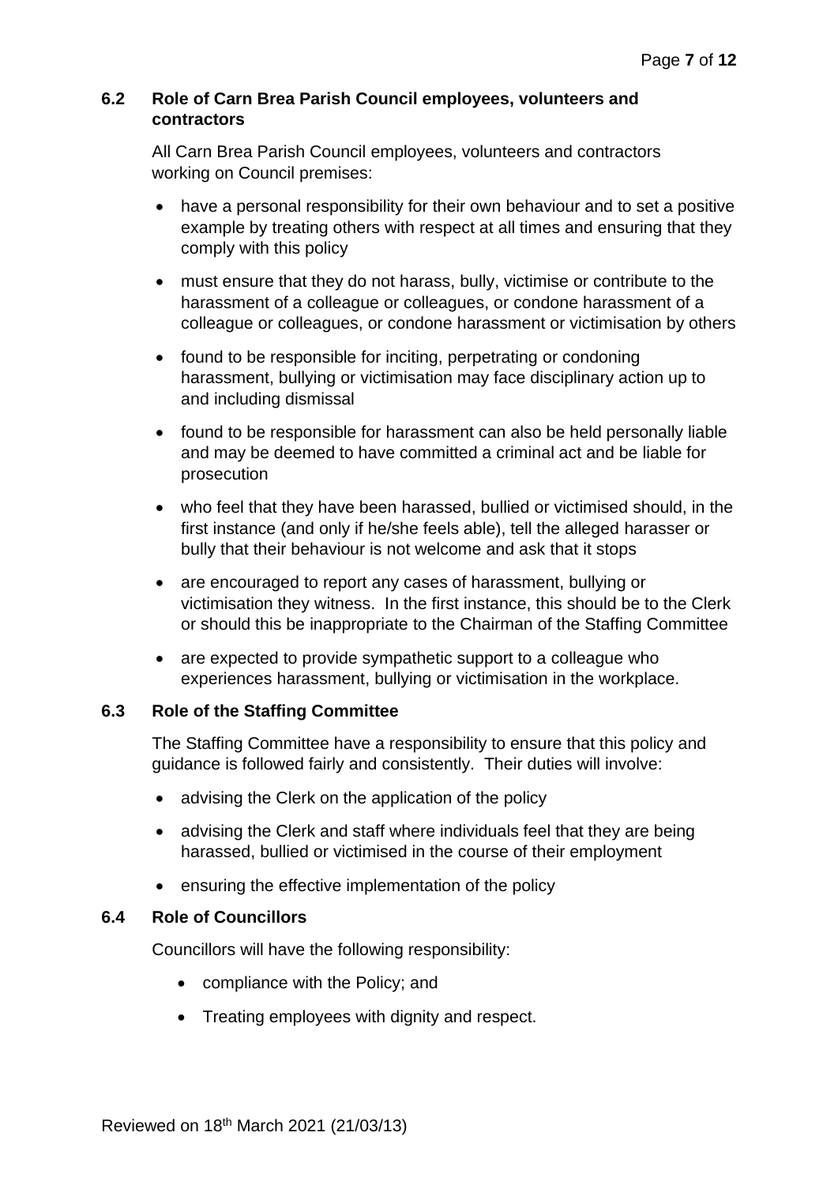### 6.2 Role of Carn Brea Parish Council employees, volunteers and contractors

All Carn Brea Parish Council employees, volunteers and contractors working on Council premises:

- have a personal responsibility for their own behaviour and to set a positive example by treating others with respect at all times and ensuring that they comply with this policy
- must ensure that they do not harass, bully, victimise or contribute to the harassment of a colleague or colleagues, or condone harassment of a colleague or colleagues, or condone harassment or victimisation by others
- found to be responsible for inciting, perpetrating or condoning harassment, bullying or victimisation may face disciplinary action up to and including dismissal
- found to be responsible for harassment can also be held personally liable and may be deemed to have committed a criminal act and be liable for prosecution
- who feel that they have been harassed, bullied or victimised should, in the first instance (and only if he/she feels able), tell the alleged harasser or bully that their behaviour is not welcome and ask that it stops
- are encouraged to report any cases of harassment, bullying or victimisation they witness. In the first instance, this should be to the Clerk or should this be inappropriate to the Chairman of the Staffing Committee
- are expected to provide sympathetic support to a colleague who experiences harassment, bullying or victimisation in the workplace.

### 6.3 Role of the Staffing Committee

The Staffing Committee have a responsibility to ensure that this policy and guidance is followed fairly and consistently. Their duties will involve:

- advising the Clerk on the application of the policy
- advising the Clerk and staff where individuals feel that they are being harassed, bullied or victimised in the course of their employment
- ensuring the effective implementation of the policy

### 6.4 Role of Councillors

Councillors will have the following responsibility:

- compliance with the Policy; and
- Treating employees with dignity and respect.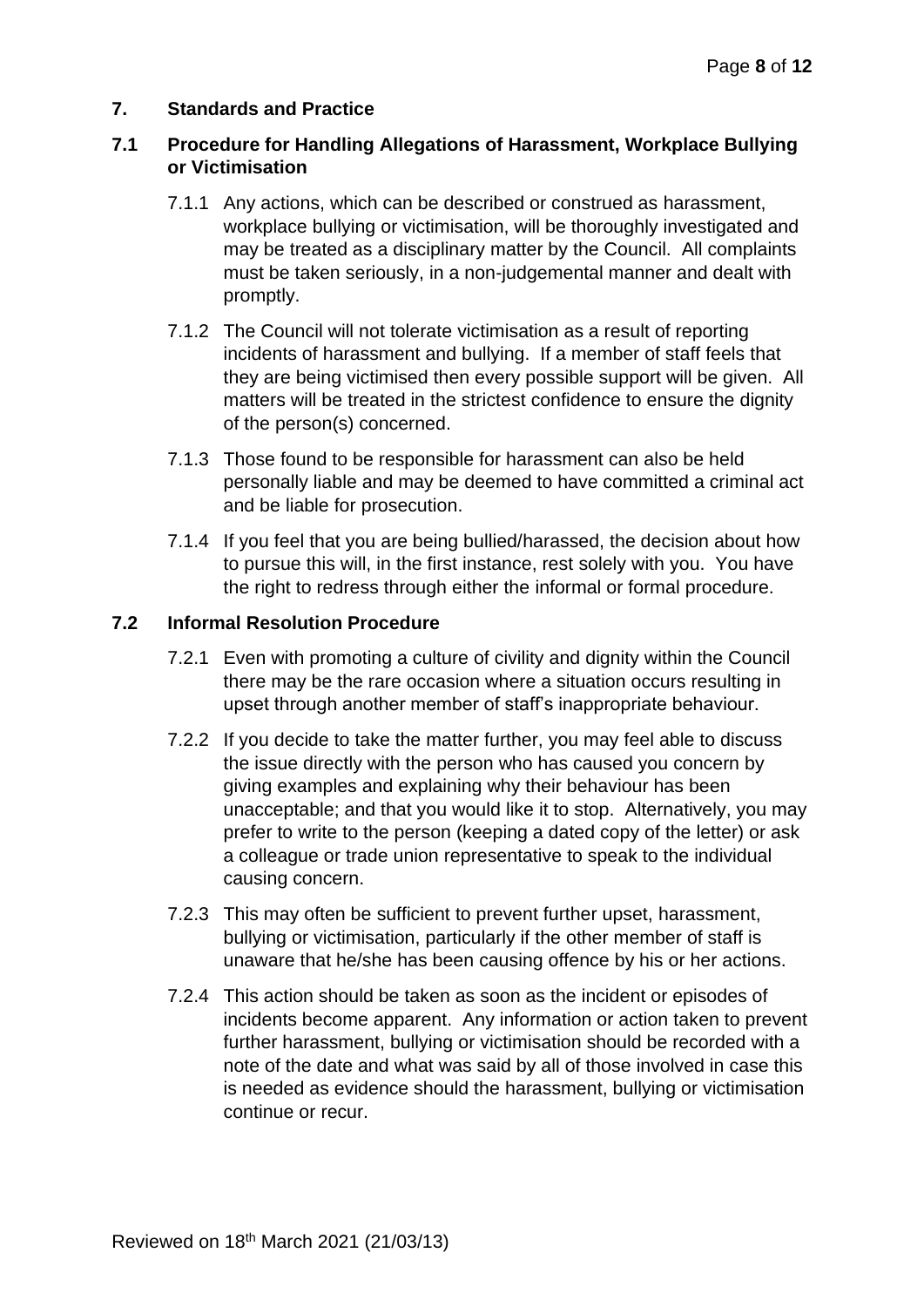## 7. Standards and Practice

### 7.1 Procedure for Handling Allegations of Harassment, Workplace Bullying or Victimisation

7.1.1 Any actions, which can be described or construed as harassment, workplace bullying or victimisation, will be thoroughly investigated and may be treated as a disciplinary matter by the Council. All complaints must be taken seriously, in a non-judgemental manner and dealt with promptly.

7.1.2 The Council will not tolerate victimisation as a result of reporting incidents of harassment and bullying. If a member of staff feels that they are being victimised then every possible support will be given. All matters will be treated in the strictest confidence to ensure the dignity of the person(s) concerned.

7.1.3 Those found to be responsible for harassment can also be held personally liable and may be deemed to have committed a criminal act and be liable for prosecution.

7.1.4 If you feel that you are being bullied/harassed, the decision about how to pursue this will, in the first instance, rest solely with you. You have the right to redress through either the informal or formal procedure.

### 7.2 Informal Resolution Procedure

7.2.1 Even with promoting a culture of civility and dignity within the Council there may be the rare occasion where a situation occurs resulting in upset through another member of staff's inappropriate behaviour.

7.2.2 If you decide to take the matter further, you may feel able to discuss the issue directly with the person who has caused you concern by giving examples and explaining why their behaviour has been unacceptable; and that you would like it to stop. Alternatively, you may prefer to write to the person (keeping a dated copy of the letter) or ask a colleague or trade union representative to speak to the individual causing concern.

7.2.3 This may often be sufficient to prevent further upset, harassment, bullying or victimisation, particularly if the other member of staff is unaware that he/she has been causing offence by his or her actions.

7.2.4 This action should be taken as soon as the incident or episodes of incidents become apparent. Any information or action taken to prevent further harassment, bullying or victimisation should be recorded with a note of the date and what was said by all of those involved in case this is needed as evidence should the harassment, bullying or victimisation continue or recur.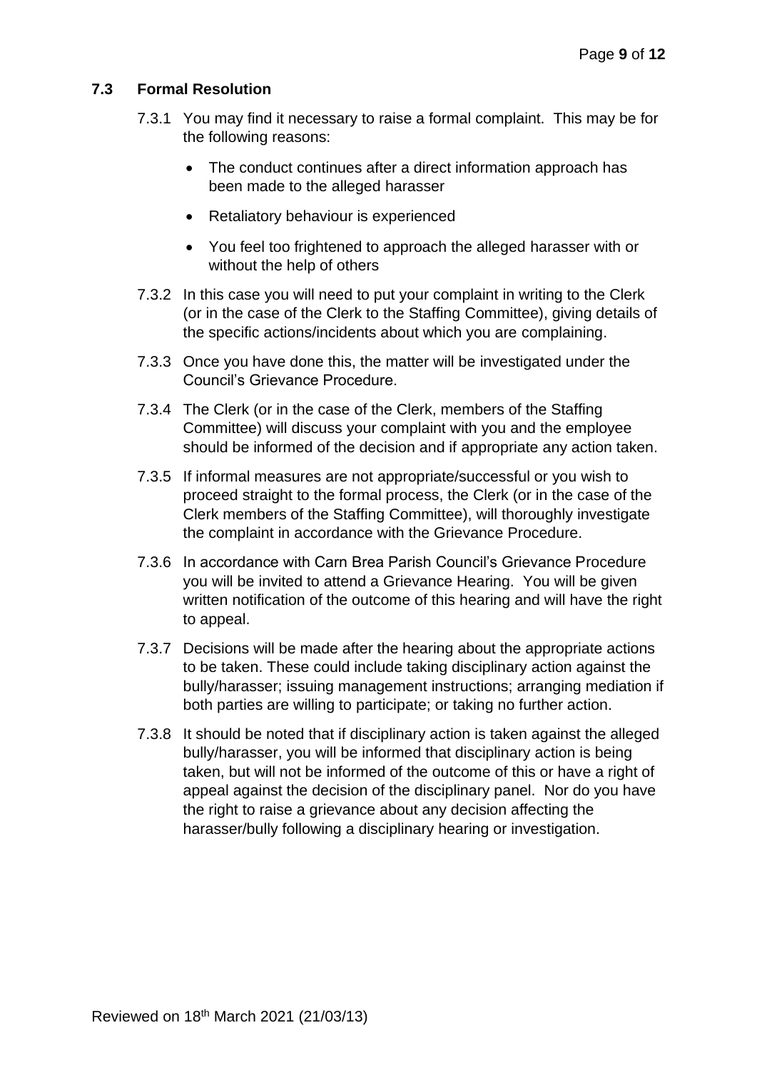### 7.3 Formal Resolution

7.3.1 You may find it necessary to raise a formal complaint. This may be for the following reasons:

- The conduct continues after a direct information approach has been made to the alleged harasser
- Retaliatory behaviour is experienced
- You feel too frightened to approach the alleged harasser with or without the help of others

7.3.2 In this case you will need to put your complaint in writing to the Clerk (or in the case of the Clerk to the Staffing Committee), giving details of the specific actions/incidents about which you are complaining.

7.3.3 Once you have done this, the matter will be investigated under the Council's Grievance Procedure.

7.3.4 The Clerk (or in the case of the Clerk, members of the Staffing Committee) will discuss your complaint with you and the employee should be informed of the decision and if appropriate any action taken.

7.3.5 If informal measures are not appropriate/successful or you wish to proceed straight to the formal process, the Clerk (or in the case of the Clerk members of the Staffing Committee), will thoroughly investigate the complaint in accordance with the Grievance Procedure.

7.3.6 In accordance with Carn Brea Parish Council's Grievance Procedure you will be invited to attend a Grievance Hearing. You will be given written notification of the outcome of this hearing and will have the right to appeal.

7.3.7 Decisions will be made after the hearing about the appropriate actions to be taken. These could include taking disciplinary action against the bully/harasser; issuing management instructions; arranging mediation if both parties are willing to participate; or taking no further action.

7.3.8 It should be noted that if disciplinary action is taken against the alleged bully/harasser, you will be informed that disciplinary action is being taken, but will not be informed of the outcome of this or have a right of appeal against the decision of the disciplinary panel. Nor do you have the right to raise a grievance about any decision affecting the harasser/bully following a disciplinary hearing or investigation.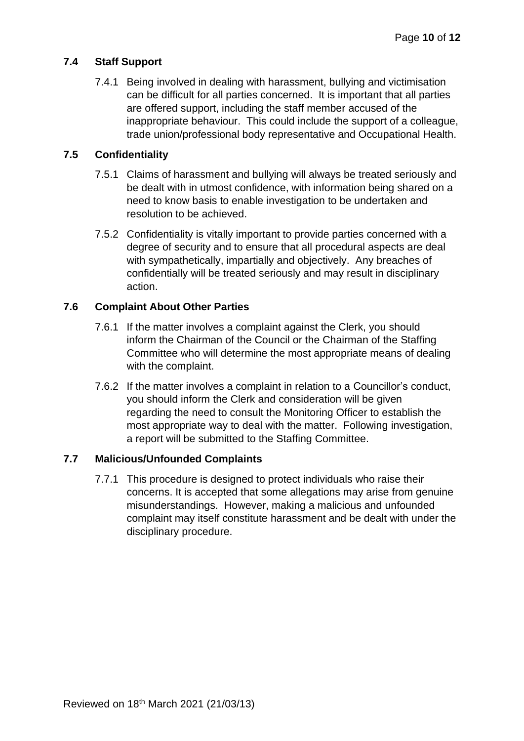### 7.4 Staff Support

7.4.1 Being involved in dealing with harassment, bullying and victimisation can be difficult for all parties concerned. It is important that all parties are offered support, including the staff member accused of the inappropriate behaviour. This could include the support of a colleague, trade union/professional body representative and Occupational Health.

### 7.5 Confidentiality

7.5.1 Claims of harassment and bullying will always be treated seriously and be dealt with in utmost confidence, with information being shared on a need to know basis to enable investigation to be undertaken and resolution to be achieved.

7.5.2 Confidentiality is vitally important to provide parties concerned with a degree of security and to ensure that all procedural aspects are deal with sympathetically, impartially and objectively. Any breaches of confidentially will be treated seriously and may result in disciplinary action.

### 7.6 Complaint About Other Parties

7.6.1 If the matter involves a complaint against the Clerk, you should inform the Chairman of the Council or the Chairman of the Staffing Committee who will determine the most appropriate means of dealing with the complaint.

7.6.2 If the matter involves a complaint in relation to a Councillor's conduct, you should inform the Clerk and consideration will be given regarding the need to consult the Monitoring Officer to establish the most appropriate way to deal with the matter. Following investigation, a report will be submitted to the Staffing Committee.

### 7.7 Malicious/Unfounded Complaints

7.7.1 This procedure is designed to protect individuals who raise their concerns. It is accepted that some allegations may arise from genuine misunderstandings. However, making a malicious and unfounded complaint may itself constitute harassment and be dealt with under the disciplinary procedure.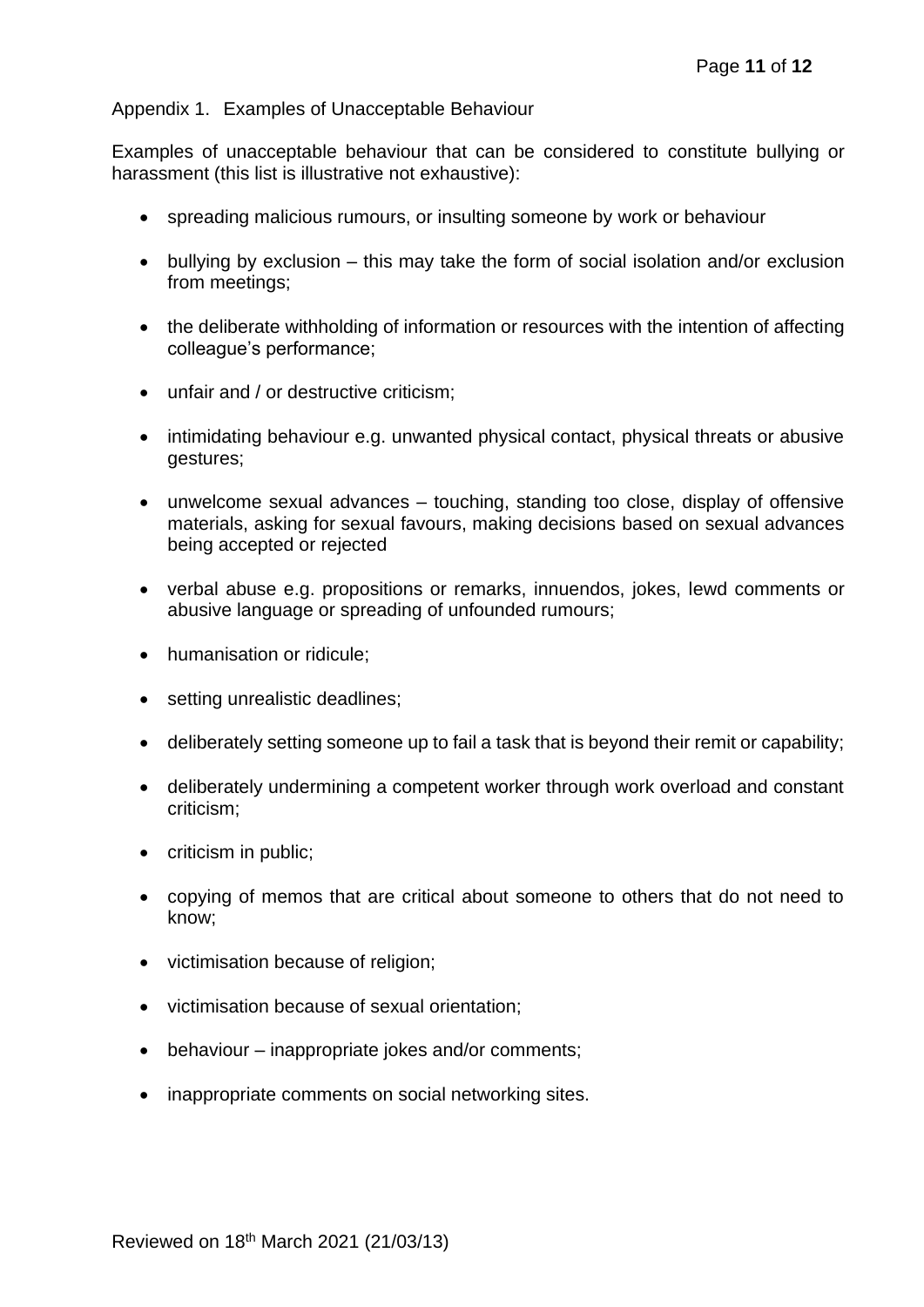Appendix 1. Examples of Unacceptable Behaviour

Examples of unacceptable behaviour that can be considered to constitute bullying or harassment (this list is illustrative not exhaustive):

- spreading malicious rumours, or insulting someone by work or behaviour
- bullying by exclusion – this may take the form of social isolation and/or exclusion from meetings;
- the deliberate withholding of information or resources with the intention of affecting colleague's performance;
- unfair and / or destructive criticism;
- intimidating behaviour e.g. unwanted physical contact, physical threats or abusive gestures;
- unwelcome sexual advances – touching, standing too close, display of offensive materials, asking for sexual favours, making decisions based on sexual advances being accepted or rejected
- verbal abuse e.g. propositions or remarks, innuendos, jokes, lewd comments or abusive language or spreading of unfounded rumours;
- humanisation or ridicule;
- setting unrealistic deadlines;
- deliberately setting someone up to fail a task that is beyond their remit or capability;
- deliberately undermining a competent worker through work overload and constant criticism;
- criticism in public;
- copying of memos that are critical about someone to others that do not need to know;
- victimisation because of religion;
- victimisation because of sexual orientation;
- behaviour – inappropriate jokes and/or comments;
- inappropriate comments on social networking sites.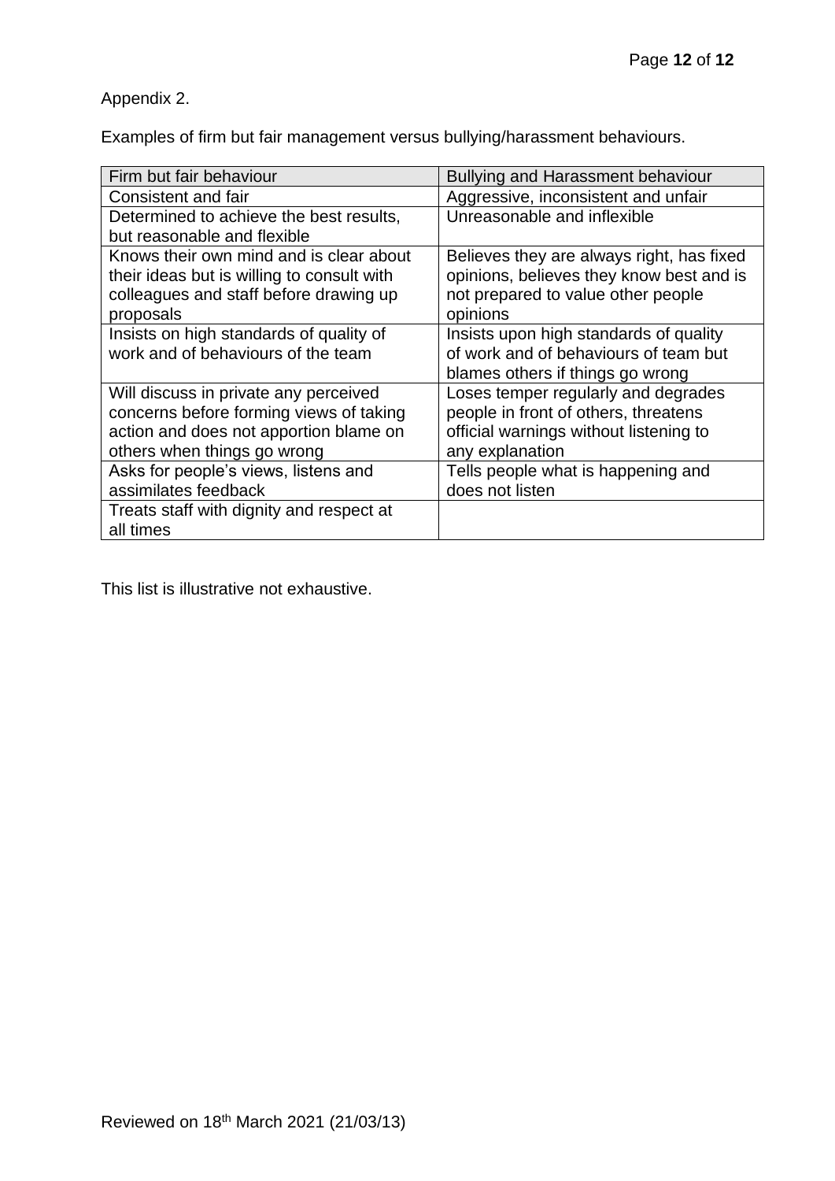Appendix 2.

Examples of firm but fair management versus bullying/harassment behaviours.

| Firm but fair behaviour | Bullying and Harassment behaviour |
|---|---|
| Consistent and fair | Aggressive, inconsistent and unfair |
| Determined to achieve the best results, but reasonable and flexible | Unreasonable and inflexible |
| Knows their own mind and is clear about their ideas but is willing to consult with colleagues and staff before drawing up proposals | Believes they are always right, has fixed opinions, believes they know best and is not prepared to value other people opinions |
| Insists on high standards of quality of work and of behaviours of the team | Insists upon high standards of quality of work and of behaviours of team but blames others if things go wrong |
| Will discuss in private any perceived concerns before forming views of taking action and does not apportion blame on others when things go wrong | Loses temper regularly and degrades people in front of others, threatens official warnings without listening to any explanation |
| Asks for people's views, listens and assimilates feedback | Tells people what is happening and does not listen |
| Treats staff with dignity and respect at all times | |

This list is illustrative not exhaustive.

Reviewed on 18th March 2021 (21/03/13)